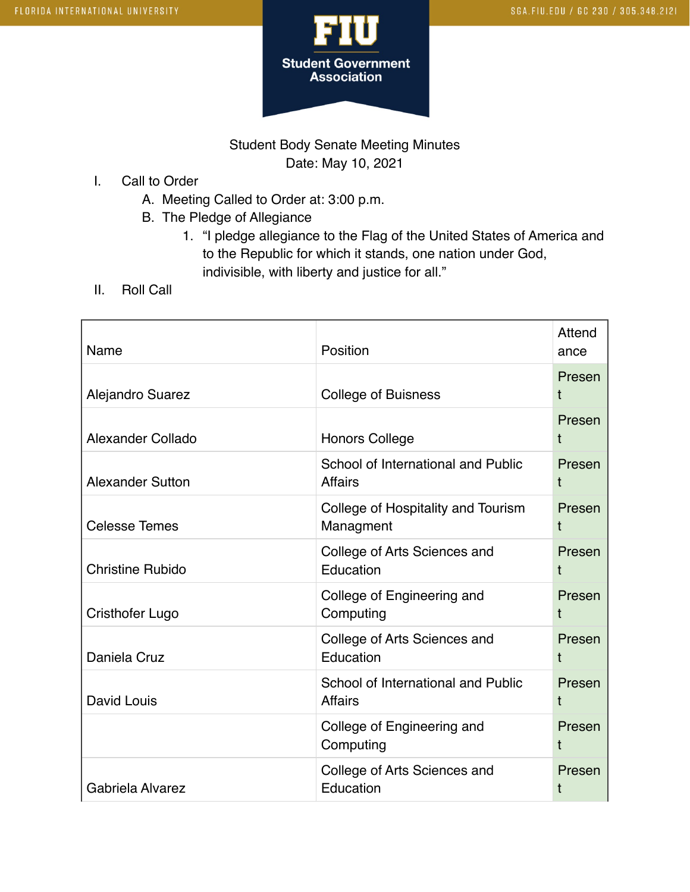Student Body Senate Meeting Minutes
Date: May 10, 2021

I. Call to Order
   A. Meeting Called to Order at: 3:00 p.m.
   B. The Pledge of Allegiance
      1. "I pledge allegiance to the Flag of the United States of America and to the Republic for which it stands, one nation under God, indivisible, with liberty and justice for all."

II. Roll Call

| Name | Position | Attendance |
| --- | --- | --- |
| Alejandro Suarez | College of Buisness | Present |
| Alexander Collado | Honors College | Present |
| Alexander Sutton | School of International and Public Affairs | Present |
| Celesse Temes | College of Hospitality and Tourism Managment | Present |
| Christine Rubido | College of Arts Sciences and Education | Present |
| Cristhofer Lugo | College of Engineering and Computing | Present |
| Daniela Cruz | College of Arts Sciences and Education | Present |
| David Louis | School of International and Public Affairs | Present |
| | College of Engineering and Computing | Present |
| Gabriela Alvarez | College of Arts Sciences and Education | Present |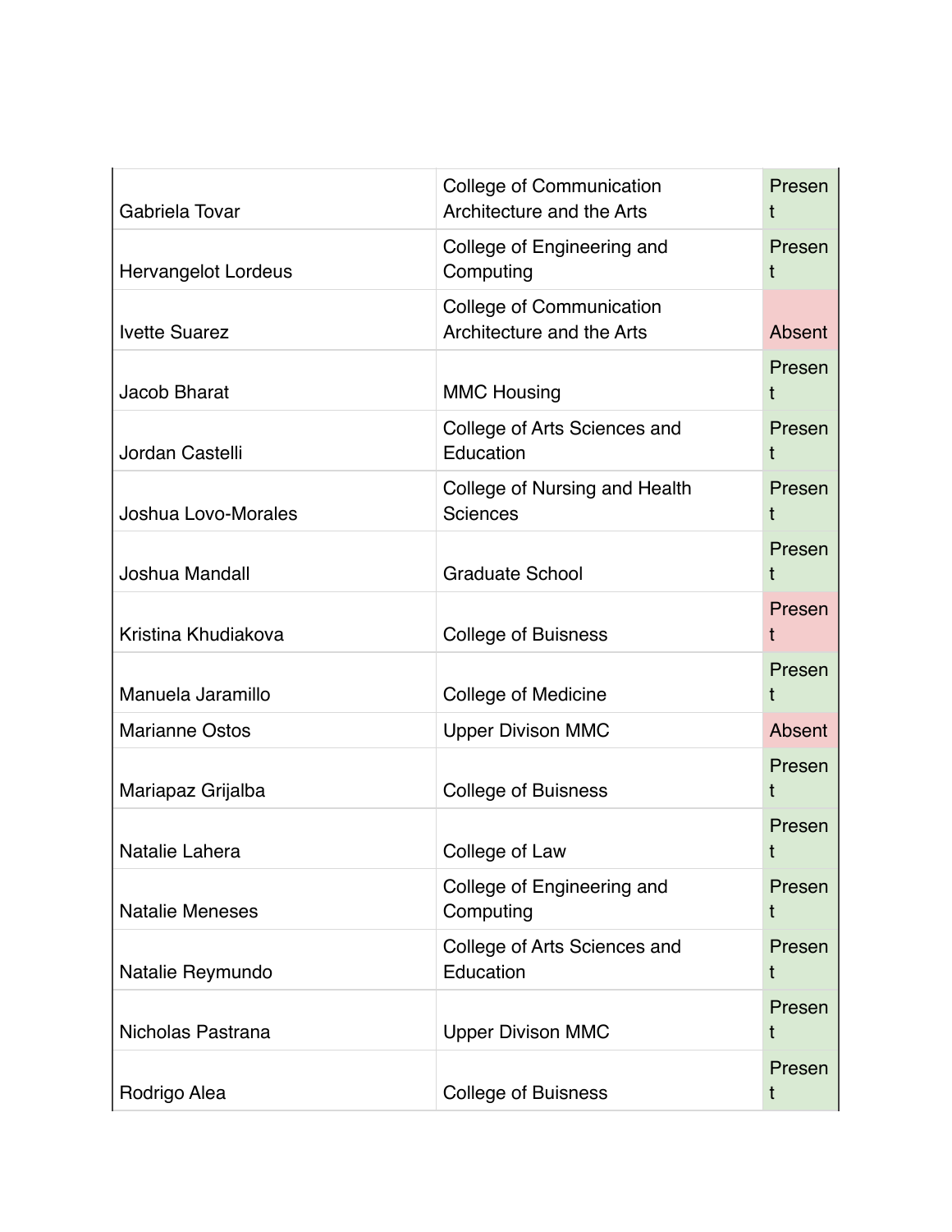| | | |
|---|---|---|
| Gabriela Tovar | College of Communication Architecture and the Arts | Present |
| Hervangelot Lordeus | College of Engineering and Computing | Present |
| Ivette Suarez | College of Communication Architecture and the Arts | Absent |
| Jacob Bharat | MMC Housing | Present |
| Jordan Castelli | College of Arts Sciences and Education | Present |
| Joshua Lovo-Morales | College of Nursing and Health Sciences | Present |
| Joshua Mandall | Graduate School | Present |
| Kristina Khudiakova | College of Buisness | Present |
| Manuela Jaramillo | College of Medicine | Present |
| Marianne Ostos | Upper Divison MMC | Absent |
| Mariapaz Grijalba | College of Buisness | Present |
| Natalie Lahera | College of Law | Present |
| Natalie Meneses | College of Engineering and Computing | Present |
| Natalie Reymundo | College of Arts Sciences and Education | Present |
| Nicholas Pastrana | Upper Divison MMC | Present |
| Rodrigo Alea | College of Buisness | Present |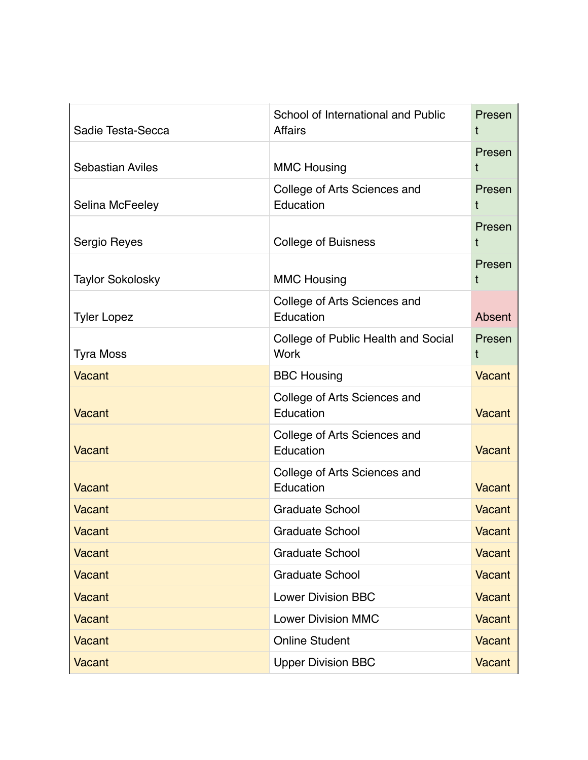| | | |
|---|---|---|
| Sadie Testa-Secca | School of International and Public Affairs | Present |
| Sebastian Aviles | MMC Housing | Present |
| Selina McFeeley | College of Arts Sciences and Education | Present |
| Sergio Reyes | College of Buisness | Present |
| Taylor Sokolosky | MMC Housing | Present |
| Tyler Lopez | College of Arts Sciences and Education | Absent |
| Tyra Moss | College of Public Health and Social Work | Present |
| Vacant | BBC Housing | Vacant |
| Vacant | College of Arts Sciences and Education | Vacant |
| Vacant | College of Arts Sciences and Education | Vacant |
| Vacant | College of Arts Sciences and Education | Vacant |
| Vacant | Graduate School | Vacant |
| Vacant | Graduate School | Vacant |
| Vacant | Graduate School | Vacant |
| Vacant | Graduate School | Vacant |
| Vacant | Lower Division BBC | Vacant |
| Vacant | Lower Division MMC | Vacant |
| Vacant | Online Student | Vacant |
| Vacant | Upper Division BBC | Vacant |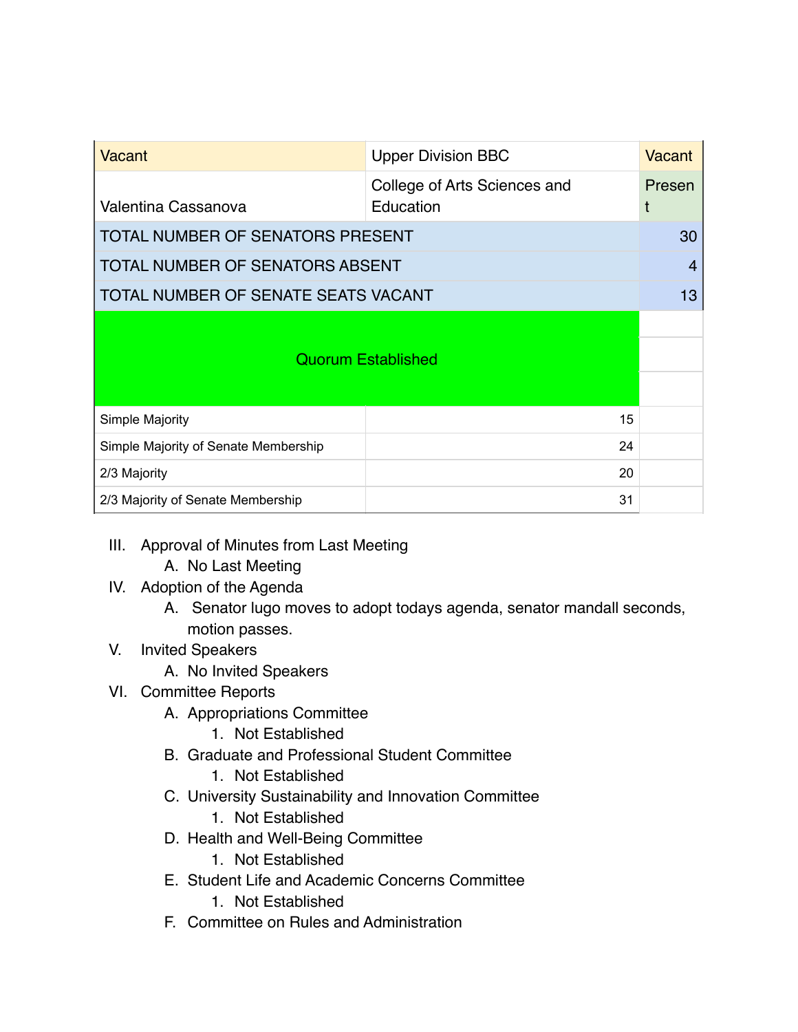| | | |
|---|---|---|
| Vacant | Upper Division BBC | Vacant |
| Valentina Cassanova | College of Arts Sciences and Education | Present |
| TOTAL NUMBER OF SENATORS PRESENT | | 30 |
| TOTAL NUMBER OF SENATORS ABSENT | | 4 |
| TOTAL NUMBER OF SENATE SEATS VACANT | | 13 |
| Quorum Established | | |
| Simple Majority | 15 | |
| Simple Majority of Senate Membership | 24 | |
| 2/3 Majority | 20 | |
| 2/3 Majority of Senate Membership | 31 | |

III. Approval of Minutes from Last Meeting
   A. No Last Meeting

IV. Adoption of the Agenda
   A. Senator lugo moves to adopt todays agenda, senator mandall seconds, motion passes.

V. Invited Speakers
   A. No Invited Speakers

VI. Committee Reports
   A. Appropriations Committee
      1. Not Established
   B. Graduate and Professional Student Committee
      1. Not Established
   C. University Sustainability and Innovation Committee
      1. Not Established
   D. Health and Well-Being Committee
      1. Not Established
   E. Student Life and Academic Concerns Committee
      1. Not Established
   F. Committee on Rules and Administration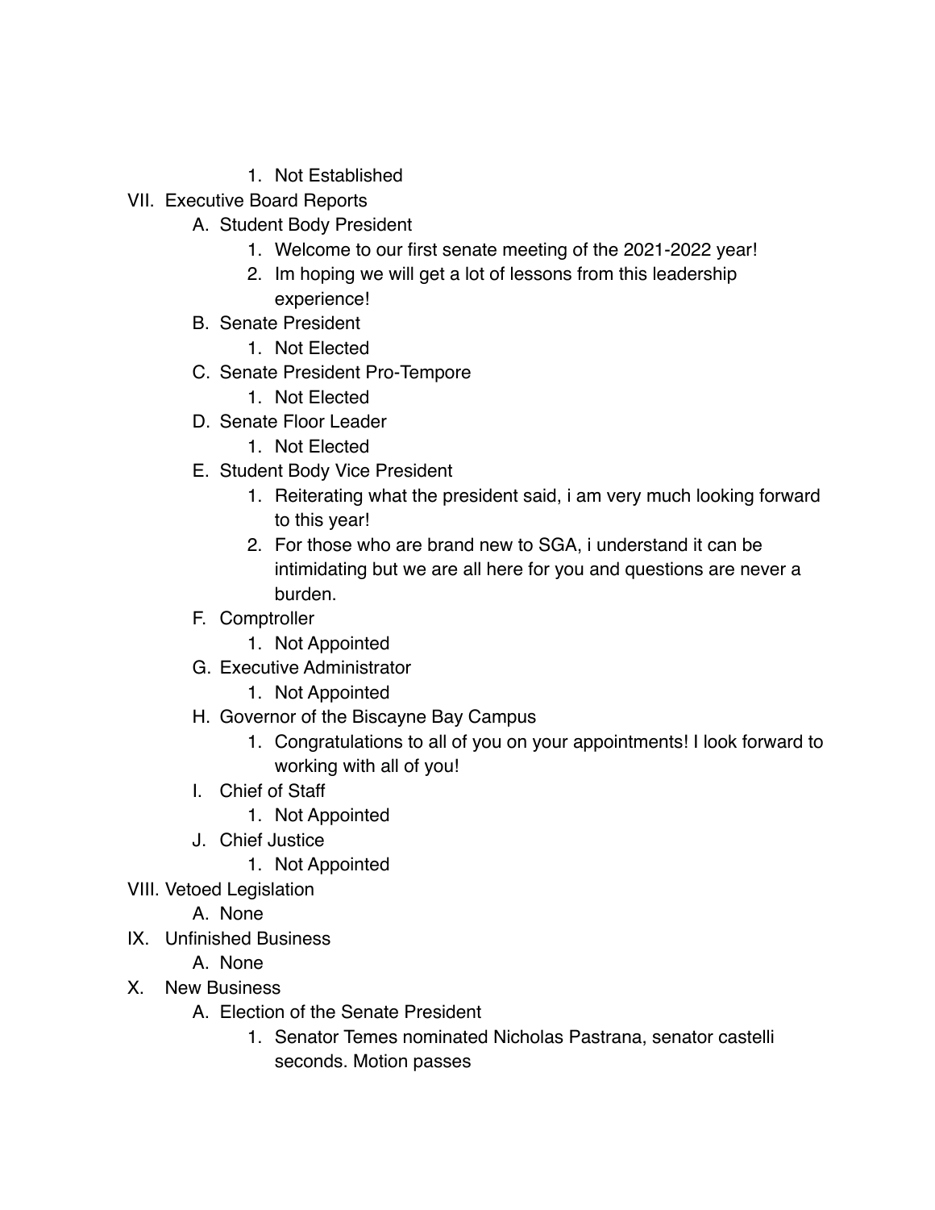1. Not Established

VII. Executive Board Reports
    A. Student Body President
        1. Welcome to our first senate meeting of the 2021-2022 year!
        2. Im hoping we will get a lot of lessons from this leadership experience!
    B. Senate President
        1. Not Elected
    C. Senate President Pro-Tempore
        1. Not Elected
    D. Senate Floor Leader
        1. Not Elected
    E. Student Body Vice President
        1. Reiterating what the president said, i am very much looking forward to this year!
        2. For those who are brand new to SGA, i understand it can be intimidating but we are all here for you and questions are never a burden.
    F. Comptroller
        1. Not Appointed
    G. Executive Administrator
        1. Not Appointed
    H. Governor of the Biscayne Bay Campus
        1. Congratulations to all of you on your appointments! I look forward to working with all of you!
    I. Chief of Staff
        1. Not Appointed
    J. Chief Justice
        1. Not Appointed

VIII. Vetoed Legislation
    A. None

IX. Unfinished Business
    A. None

X. New Business
    A. Election of the Senate President
        1. Senator Temes nominated Nicholas Pastrana, senator castelli seconds. Motion passes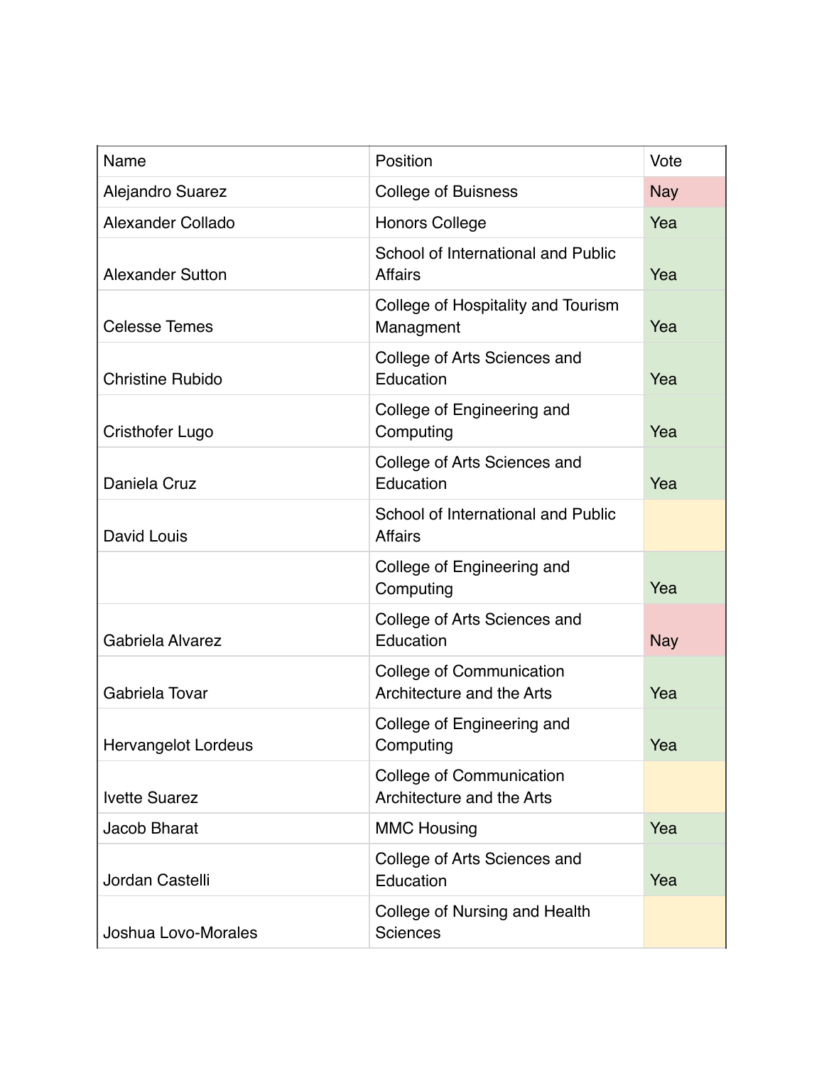| Name | Position | Vote |
|---|---|---|
| Alejandro Suarez | College of Buisness | Nay |
| Alexander Collado | Honors College | Yea |
| Alexander Sutton | School of International and Public Affairs | Yea |
| Celesse Temes | College of Hospitality and Tourism Managment | Yea |
| Christine Rubido | College of Arts Sciences and Education | Yea |
| Cristhofer Lugo | College of Engineering and Computing | Yea |
| Daniela Cruz | College of Arts Sciences and Education | Yea |
| David Louis | School of International and Public Affairs | |
| | College of Engineering and Computing | Yea |
| Gabriela Alvarez | College of Arts Sciences and Education | Nay |
| Gabriela Tovar | College of Communication Architecture and the Arts | Yea |
| Hervangelot Lordeus | College of Engineering and Computing | Yea |
| Ivette Suarez | College of Communication Architecture and the Arts | |
| Jacob Bharat | MMC Housing | Yea |
| Jordan Castelli | College of Arts Sciences and Education | Yea |
| Joshua Lovo-Morales | College of Nursing and Health Sciences | |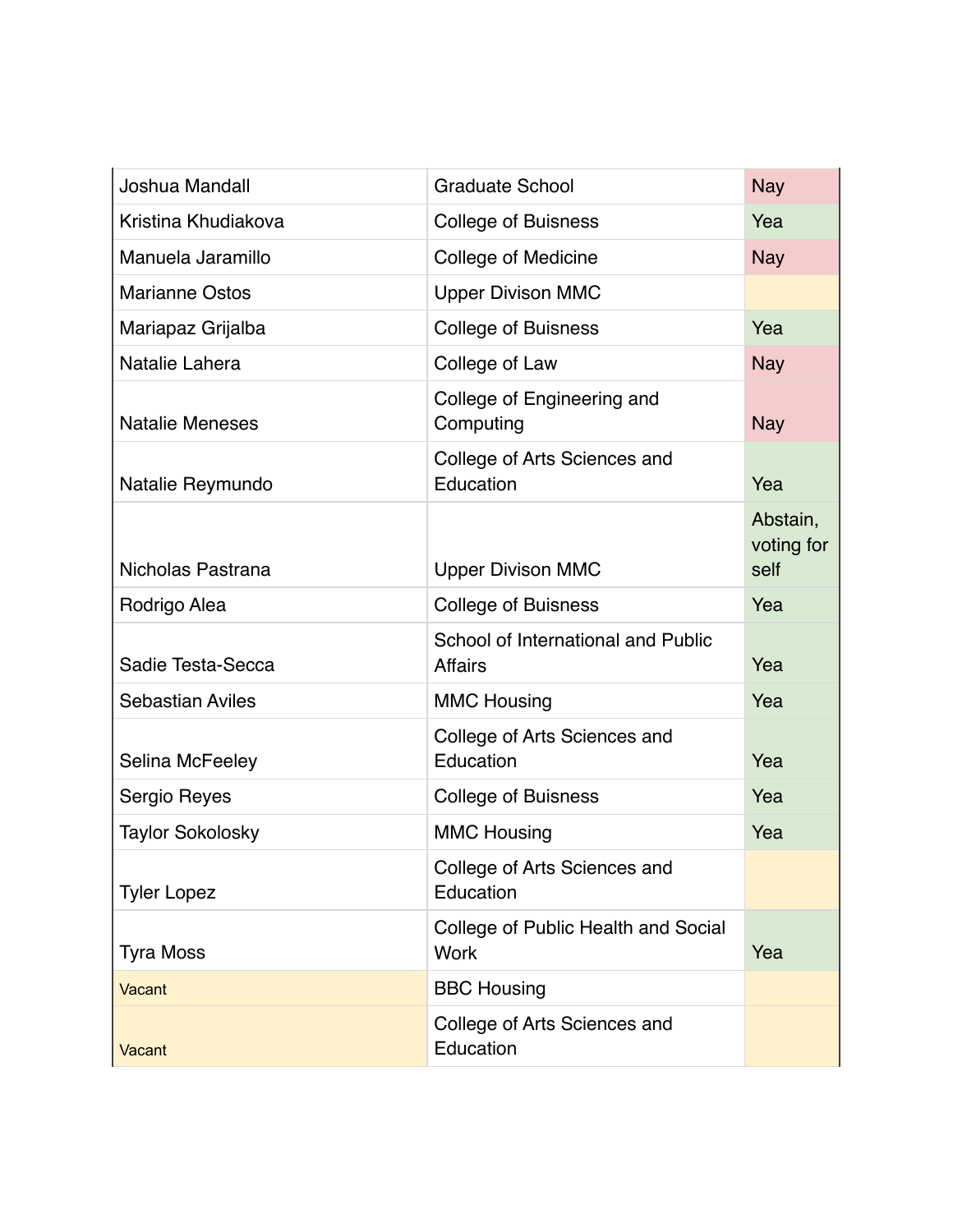| | | |
|---|---|---|
| Joshua Mandall | Graduate School | Nay |
| Kristina Khudiakova | College of Buisness | Yea |
| Manuela Jaramillo | College of Medicine | Nay |
| Marianne Ostos | Upper Divison MMC | |
| Mariapaz Grijalba | College of Buisness | Yea |
| Natalie Lahera | College of Law | Nay |
| Natalie Meneses | College of Engineering and Computing | Nay |
| Natalie Reymundo | College of Arts Sciences and Education | Yea |
| Nicholas Pastrana | Upper Divison MMC | Abstain, voting for self |
| Rodrigo Alea | College of Buisness | Yea |
| Sadie Testa-Secca | School of International and Public Affairs | Yea |
| Sebastian Aviles | MMC Housing | Yea |
| Selina McFeeley | College of Arts Sciences and Education | Yea |
| Sergio Reyes | College of Buisness | Yea |
| Taylor Sokolosky | MMC Housing | Yea |
| Tyler Lopez | College of Arts Sciences and Education | |
| Tyra Moss | College of Public Health and Social Work | Yea |
| Vacant | BBC Housing | |
| Vacant | College of Arts Sciences and Education | |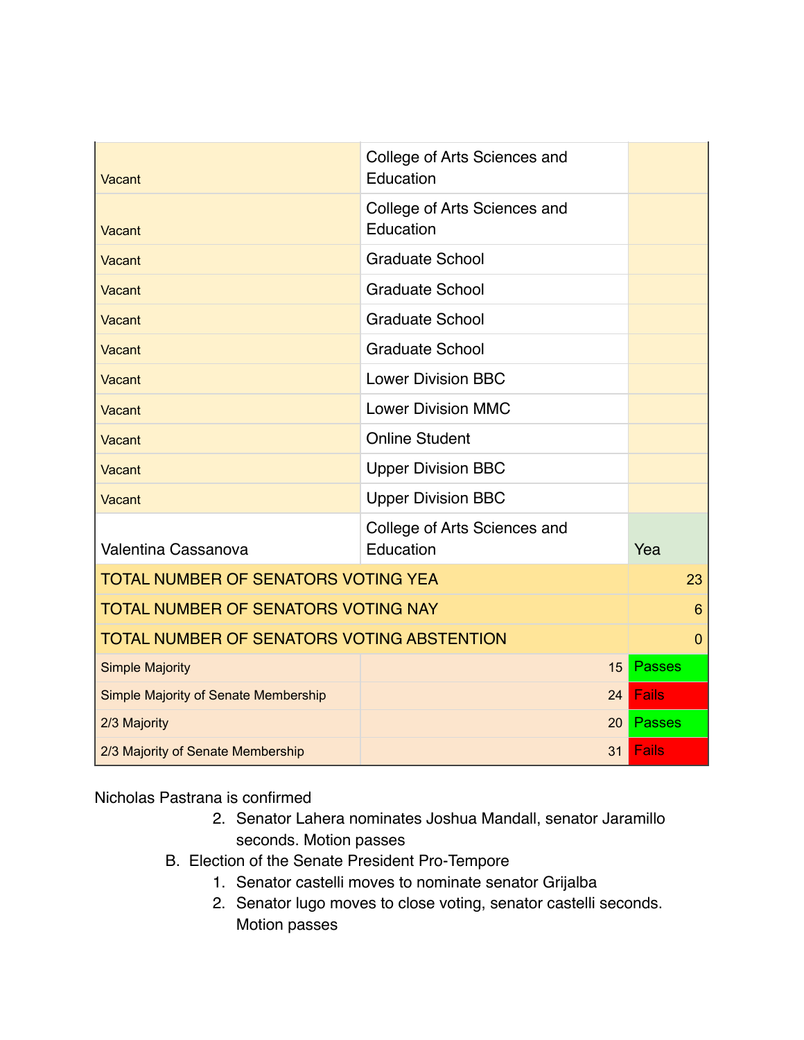| | | |
|---|---|---|
| Vacant | College of Arts Sciences and Education | |
| Vacant | College of Arts Sciences and Education | |
| Vacant | Graduate School | |
| Vacant | Graduate School | |
| Vacant | Graduate School | |
| Vacant | Graduate School | |
| Vacant | Lower Division BBC | |
| Vacant | Lower Division MMC | |
| Vacant | Online Student | |
| Vacant | Upper Division BBC | |
| Vacant | Upper Division BBC | |
| Valentina Cassanova | College of Arts Sciences and Education | Yea |
| TOTAL NUMBER OF SENATORS VOTING YEA | | 23 |
| TOTAL NUMBER OF SENATORS VOTING NAY | | 6 |
| TOTAL NUMBER OF SENATORS VOTING ABSTENTION | | 0 |
| Simple Majority | 15 | Passes |
| Simple Majority of Senate Membership | 24 | Fails |
| 2/3 Majority | 20 | Passes |
| 2/3 Majority of Senate Membership | 31 | Fails |

Nicholas Pastrana is confirmed

2. Senator Lahera nominates Joshua Mandall, senator Jaramillo seconds. Motion passes

B. Election of the Senate President Pro-Tempore
   1. Senator castelli moves to nominate senator Grijalba
   2. Senator lugo moves to close voting, senator castelli seconds. Motion passes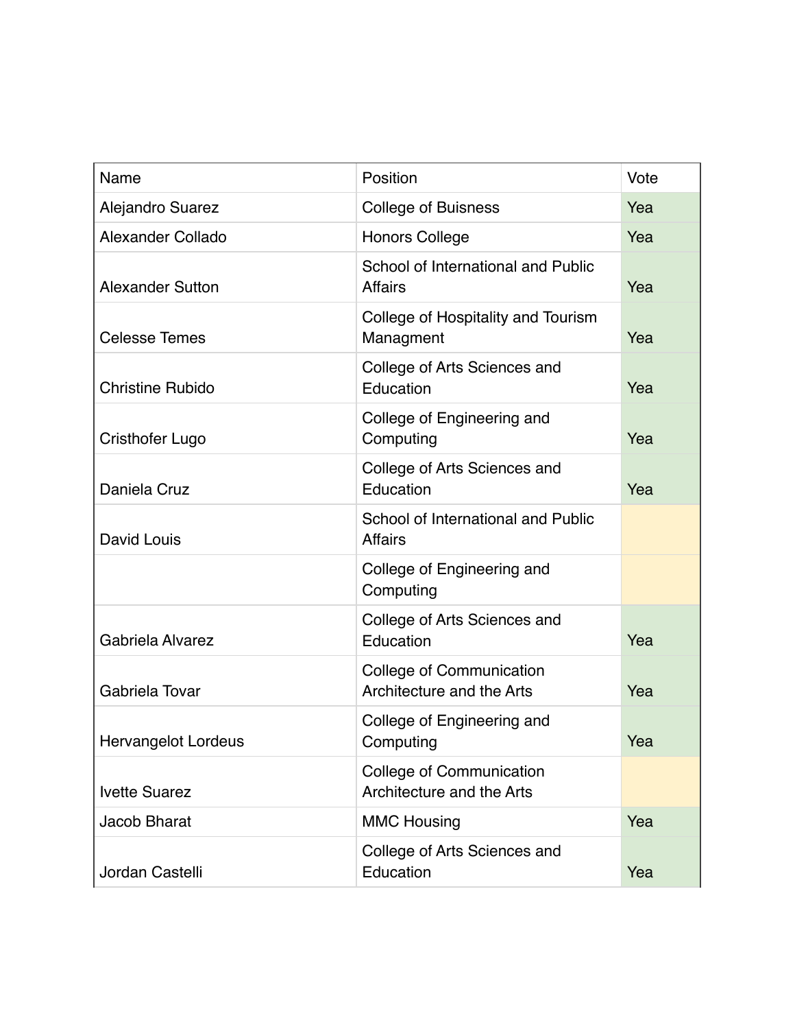| Name | Position | Vote |
|---|---|---|
| Alejandro Suarez | College of Buisness | Yea |
| Alexander Collado | Honors College | Yea |
| Alexander Sutton | School of International and Public Affairs | Yea |
| Celesse Temes | College of Hospitality and Tourism Managment | Yea |
| Christine Rubido | College of Arts Sciences and Education | Yea |
| Cristhofer Lugo | College of Engineering and Computing | Yea |
| Daniela Cruz | College of Arts Sciences and Education | Yea |
| David Louis | School of International and Public Affairs | |
| | College of Engineering and Computing | |
| Gabriela Alvarez | College of Arts Sciences and Education | Yea |
| Gabriela Tovar | College of Communication Architecture and the Arts | Yea |
| Hervangelot Lordeus | College of Engineering and Computing | Yea |
| Ivette Suarez | College of Communication Architecture and the Arts | |
| Jacob Bharat | MMC Housing | Yea |
| Jordan Castelli | College of Arts Sciences and Education | Yea |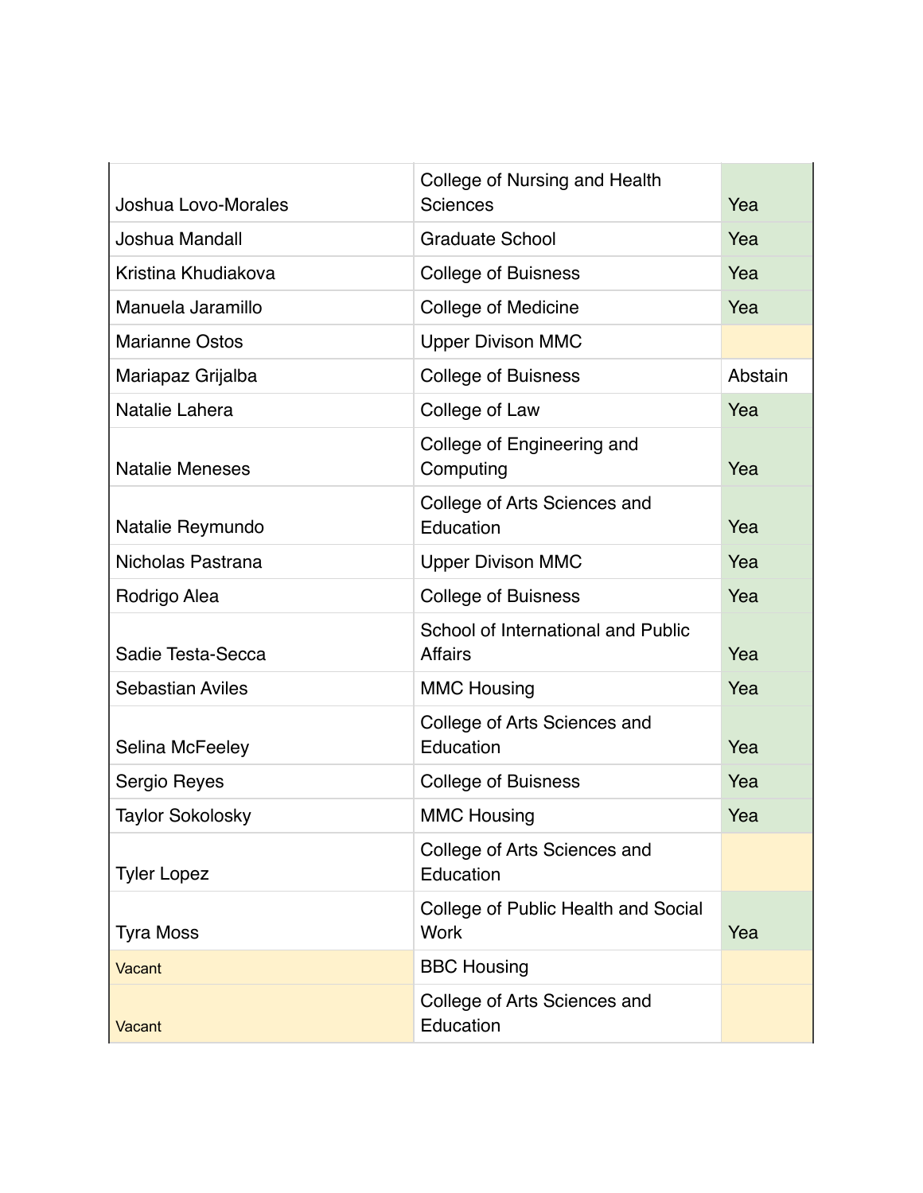| | | |
|---|---|---|
| Joshua Lovo-Morales | College of Nursing and Health Sciences | Yea |
| Joshua Mandall | Graduate School | Yea |
| Kristina Khudiakova | College of Buisness | Yea |
| Manuela Jaramillo | College of Medicine | Yea |
| Marianne Ostos | Upper Divison MMC | |
| Mariapaz Grijalba | College of Buisness | Abstain |
| Natalie Lahera | College of Law | Yea |
| Natalie Meneses | College of Engineering and Computing | Yea |
| Natalie Reymundo | College of Arts Sciences and Education | Yea |
| Nicholas Pastrana | Upper Divison MMC | Yea |
| Rodrigo Alea | College of Buisness | Yea |
| Sadie Testa-Secca | School of International and Public Affairs | Yea |
| Sebastian Aviles | MMC Housing | Yea |
| Selina McFeeley | College of Arts Sciences and Education | Yea |
| Sergio Reyes | College of Buisness | Yea |
| Taylor Sokolosky | MMC Housing | Yea |
| Tyler Lopez | College of Arts Sciences and Education | |
| Tyra Moss | College of Public Health and Social Work | Yea |
| Vacant | BBC Housing | |
| Vacant | College of Arts Sciences and Education | |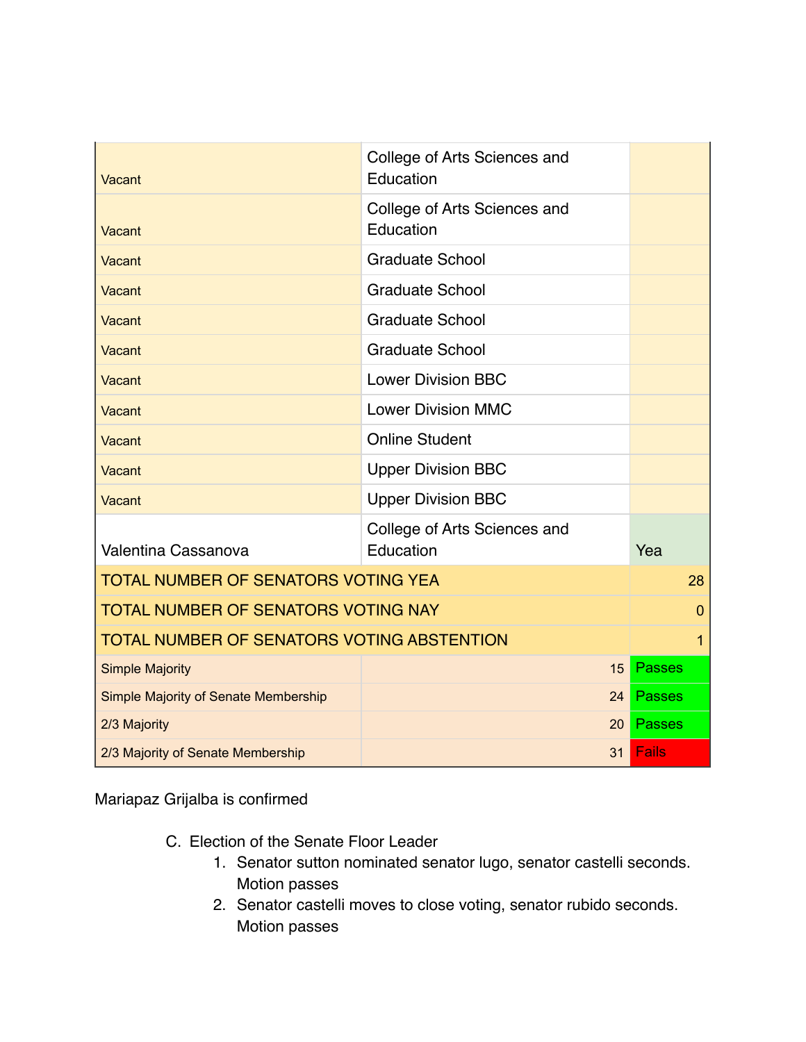| | | |
|---|---|---|
| Vacant | College of Arts Sciences and Education | |
| Vacant | College of Arts Sciences and Education | |
| Vacant | Graduate School | |
| Vacant | Graduate School | |
| Vacant | Graduate School | |
| Vacant | Graduate School | |
| Vacant | Lower Division BBC | |
| Vacant | Lower Division MMC | |
| Vacant | Online Student | |
| Vacant | Upper Division BBC | |
| Vacant | Upper Division BBC | |
| Valentina Cassanova | College of Arts Sciences and Education | Yea |
| TOTAL NUMBER OF SENATORS VOTING YEA | | 28 |
| TOTAL NUMBER OF SENATORS VOTING NAY | | 0 |
| TOTAL NUMBER OF SENATORS VOTING ABSTENTION | | 1 |
| Simple Majority | 15 | Passes |
| Simple Majority of Senate Membership | 24 | Passes |
| 2/3 Majority | 20 | Passes |
| 2/3 Majority of Senate Membership | 31 | Fails |

Mariapaz Grijalba is confirmed

C. Election of the Senate Floor Leader
1. Senator sutton nominated senator lugo, senator castelli seconds. Motion passes
2. Senator castelli moves to close voting, senator rubido seconds. Motion passes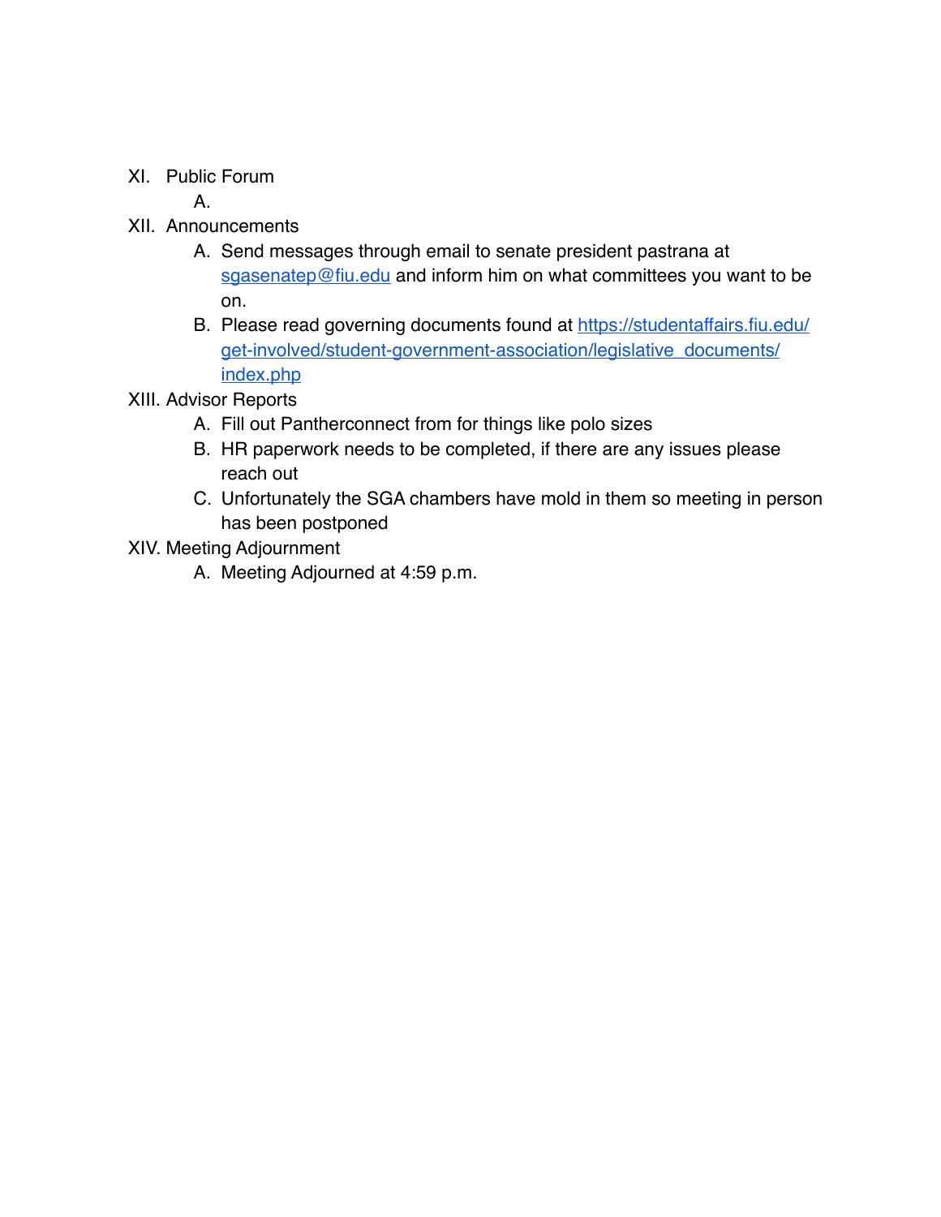XI. Public Forum

A.

XII. Announcements

A. Send messages through email to senate president pastrana at [sgasenatep@fiu.edu](mailto:sgasenatep@fiu.edu) and inform him on what committees you want to be on.

B. Please read governing documents found at [https://studentaffairs.fiu.edu/get-involved/student-government-association/legislative_documents/index.php](https://studentaffairs.fiu.edu/get-involved/student-government-association/legislative_documents/index.php)

XIII. Advisor Reports

A. Fill out Pantherconnect from for things like polo sizes

B. HR paperwork needs to be completed, if there are any issues please reach out

C. Unfortunately the SGA chambers have mold in them so meeting in person has been postponed

XIV. Meeting Adjournment

A. Meeting Adjourned at 4:59 p.m.